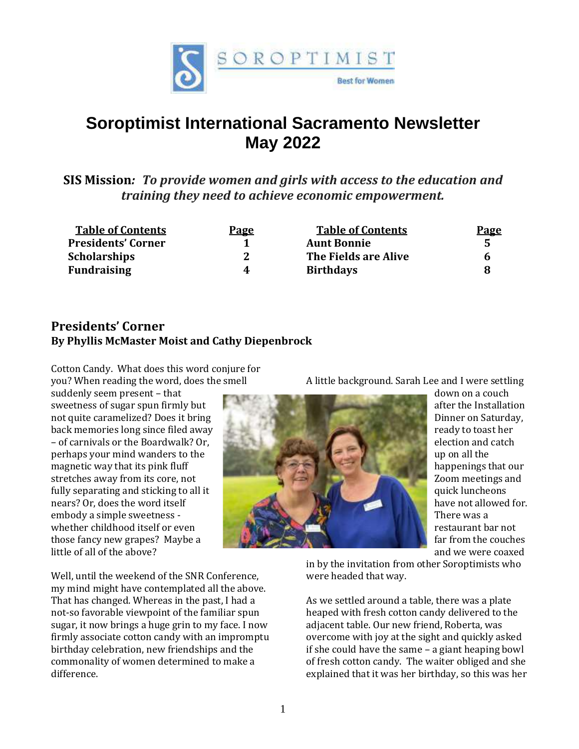# Soroptimist International Sacramento Newsletter May 2022

**SIS Mission*: To provide women and girls with access to the education and training they need to achieve economic empowerment.***

| Table of Contents | Page | Table of Contents | Page |
|---|---|---|---|
| Presidents' Corner | 1 | Aunt Bonnie | 5 |
| Scholarships | 2 | The Fields are Alive | 6 |
| Fundraising | 4 | Birthdays | 8 |

## Presidents' Corner

**By Phyllis McMaster Moist and Cathy Diepenbrock**

Cotton Candy. What does this word conjure for you? When reading the word, does the smell suddenly seem present – that sweetness of sugar spun firmly but not quite caramelized? Does it bring back memories long since filed away – of carnivals or the Boardwalk? Or, perhaps your mind wanders to the magnetic way that its pink fluff stretches away from its core, not fully separating and sticking to all it nears? Or, does the word itself embody a simple sweetness - whether childhood itself or even those fancy new grapes? Maybe a little of all of the above?

Well, until the weekend of the SNR Conference, my mind might have contemplated all the above. That has changed. Whereas in the past, I had a not-so favorable viewpoint of the familiar spun sugar, it now brings a huge grin to my face. I now firmly associate cotton candy with an impromptu birthday celebration, new friendships and the commonality of women determined to make a difference.

A little background. Sarah Lee and I were settling down on a couch after the Installation Dinner on Saturday, ready to toast her election and catch up on all the happenings that our Zoom meetings and quick luncheons have not allowed for. There was a restaurant bar not far from the couches and we were coaxed in by the invitation from other Soroptimists who were headed that way.

As we settled around a table, there was a plate heaped with fresh cotton candy delivered to the adjacent table. Our new friend, Roberta, was overcome with joy at the sight and quickly asked if she could have the same – a giant heaping bowl of fresh cotton candy. The waiter obliged and she explained that it was her birthday, so this was her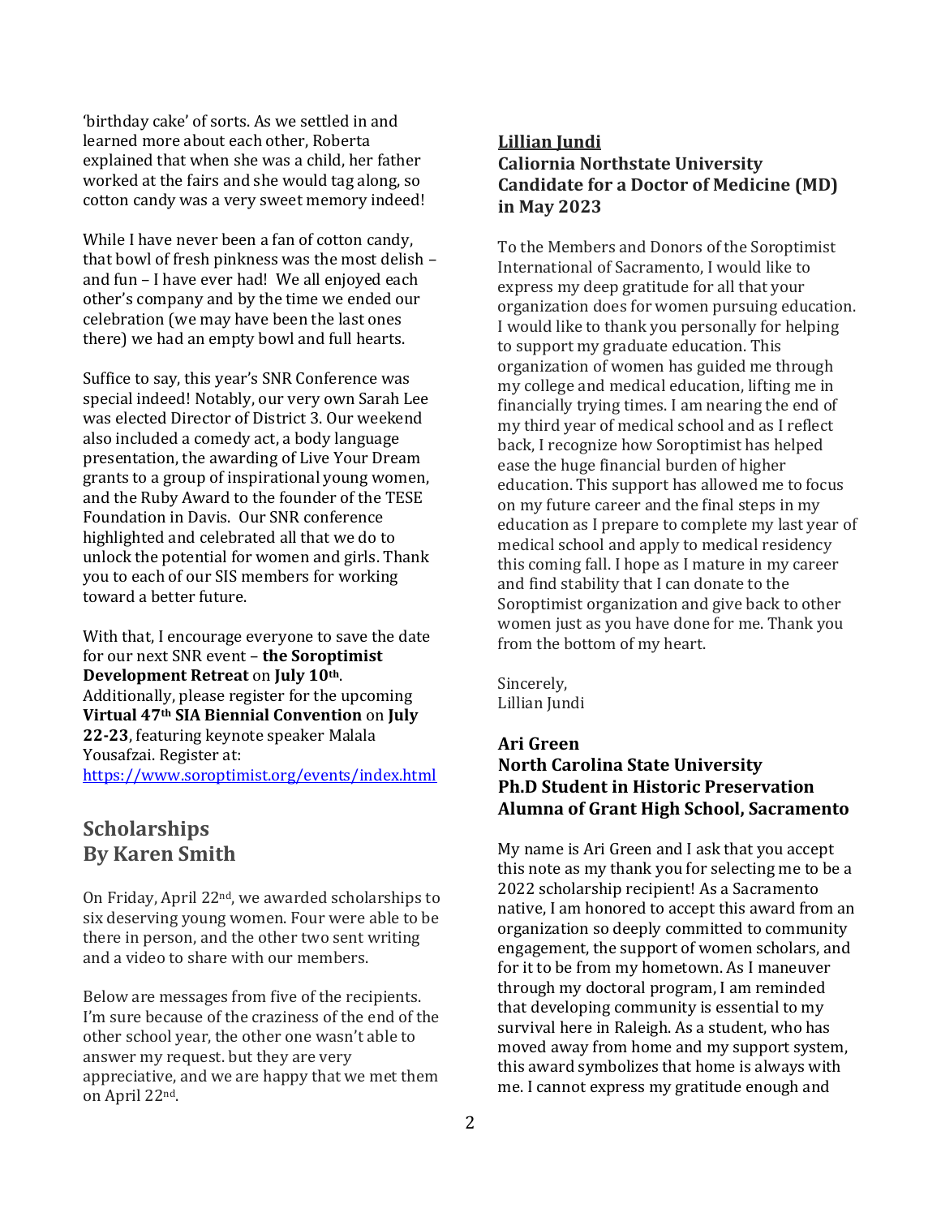'birthday cake' of sorts. As we settled in and learned more about each other, Roberta explained that when she was a child, her father worked at the fairs and she would tag along, so cotton candy was a very sweet memory indeed!

While I have never been a fan of cotton candy, that bowl of fresh pinkness was the most delish – and fun – I have ever had! We all enjoyed each other's company and by the time we ended our celebration (we may have been the last ones there) we had an empty bowl and full hearts.

Suffice to say, this year's SNR Conference was special indeed! Notably, our very own Sarah Lee was elected Director of District 3. Our weekend also included a comedy act, a body language presentation, the awarding of Live Your Dream grants to a group of inspirational young women, and the Ruby Award to the founder of the TESE Foundation in Davis. Our SNR conference highlighted and celebrated all that we do to unlock the potential for women and girls. Thank you to each of our SIS members for working toward a better future.

With that, I encourage everyone to save the date for our next SNR event – **the Soroptimist Development Retreat** on **July 10th**. Additionally, please register for the upcoming **Virtual 47th SIA Biennial Convention** on **July 22-23**, featuring keynote speaker Malala Yousafzai. Register at: https://www.soroptimist.org/events/index.html

## Scholarships
## By Karen Smith

On Friday, April 22nd, we awarded scholarships to six deserving young women. Four were able to be there in person, and the other two sent writing and a video to share with our members.

Below are messages from five of the recipients. I'm sure because of the craziness of the end of the other school year, the other one wasn't able to answer my request. but they are very appreciative, and we are happy that we met them on April 22nd.

**Lillian Jundi**
**Caliornia Northstate University**
**Candidate for a Doctor of Medicine (MD) in May 2023**

To the Members and Donors of the Soroptimist International of Sacramento, I would like to express my deep gratitude for all that your organization does for women pursuing education. I would like to thank you personally for helping to support my graduate education. This organization of women has guided me through my college and medical education, lifting me in financially trying times. I am nearing the end of my third year of medical school and as I reflect back, I recognize how Soroptimist has helped ease the huge financial burden of higher education. This support has allowed me to focus on my future career and the final steps in my education as I prepare to complete my last year of medical school and apply to medical residency this coming fall. I hope as I mature in my career and find stability that I can donate to the Soroptimist organization and give back to other women just as you have done for me. Thank you from the bottom of my heart.

Sincerely,
Lillian Jundi

**Ari Green**
**North Carolina State University**
**Ph.D Student in Historic Preservation**
**Alumna of Grant High School, Sacramento**

My name is Ari Green and I ask that you accept this note as my thank you for selecting me to be a 2022 scholarship recipient! As a Sacramento native, I am honored to accept this award from an organization so deeply committed to community engagement, the support of women scholars, and for it to be from my hometown. As I maneuver through my doctoral program, I am reminded that developing community is essential to my survival here in Raleigh. As a student, who has moved away from home and my support system, this award symbolizes that home is always with me. I cannot express my gratitude enough and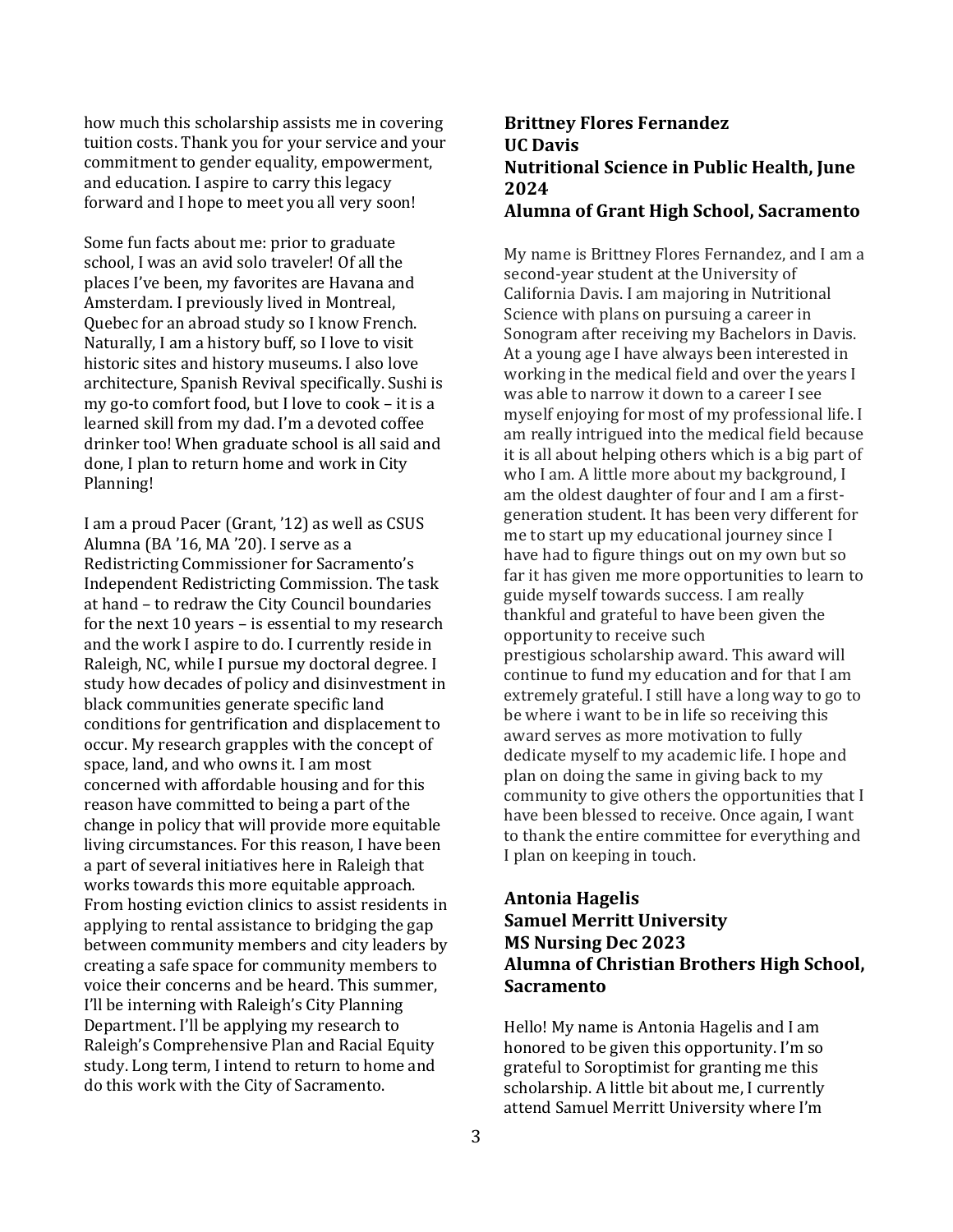how much this scholarship assists me in covering tuition costs. Thank you for your service and your commitment to gender equality, empowerment, and education. I aspire to carry this legacy forward and I hope to meet you all very soon!

Some fun facts about me: prior to graduate school, I was an avid solo traveler! Of all the places I've been, my favorites are Havana and Amsterdam. I previously lived in Montreal, Quebec for an abroad study so I know French. Naturally, I am a history buff, so I love to visit historic sites and history museums. I also love architecture, Spanish Revival specifically. Sushi is my go-to comfort food, but I love to cook – it is a learned skill from my dad. I'm a devoted coffee drinker too! When graduate school is all said and done, I plan to return home and work in City Planning!

I am a proud Pacer (Grant, '12) as well as CSUS Alumna (BA '16, MA '20). I serve as a Redistricting Commissioner for Sacramento's Independent Redistricting Commission. The task at hand – to redraw the City Council boundaries for the next 10 years – is essential to my research and the work I aspire to do. I currently reside in Raleigh, NC, while I pursue my doctoral degree. I study how decades of policy and disinvestment in black communities generate specific land conditions for gentrification and displacement to occur. My research grapples with the concept of space, land, and who owns it. I am most concerned with affordable housing and for this reason have committed to being a part of the change in policy that will provide more equitable living circumstances. For this reason, I have been a part of several initiatives here in Raleigh that works towards this more equitable approach. From hosting eviction clinics to assist residents in applying to rental assistance to bridging the gap between community members and city leaders by creating a safe space for community members to voice their concerns and be heard. This summer, I'll be interning with Raleigh's City Planning Department. I'll be applying my research to Raleigh's Comprehensive Plan and Racial Equity study. Long term, I intend to return to home and do this work with the City of Sacramento.

**Brittney Flores Fernandez**
**UC Davis**
**Nutritional Science in Public Health, June 2024**
**Alumna of Grant High School, Sacramento**

My name is Brittney Flores Fernandez, and I am a second-year student at the University of California Davis. I am majoring in Nutritional Science with plans on pursuing a career in Sonogram after receiving my Bachelors in Davis. At a young age I have always been interested in working in the medical field and over the years I was able to narrow it down to a career I see myself enjoying for most of my professional life. I am really intrigued into the medical field because it is all about helping others which is a big part of who I am. A little more about my background, I am the oldest daughter of four and I am a first-generation student. It has been very different for me to start up my educational journey since I have had to figure things out on my own but so far it has given me more opportunities to learn to guide myself towards success. I am really thankful and grateful to have been given the opportunity to receive such prestigious scholarship award. This award will continue to fund my education and for that I am extremely grateful. I still have a long way to go to be where i want to be in life so receiving this award serves as more motivation to fully dedicate myself to my academic life. I hope and plan on doing the same in giving back to my community to give others the opportunities that I have been blessed to receive. Once again, I want to thank the entire committee for everything and I plan on keeping in touch.

**Antonia Hagelis**
**Samuel Merritt University**
**MS Nursing Dec 2023**
**Alumna of Christian Brothers High School, Sacramento**

Hello! My name is Antonia Hagelis and I am honored to be given this opportunity. I'm so grateful to Soroptimist for granting me this scholarship. A little bit about me, I currently attend Samuel Merritt University where I'm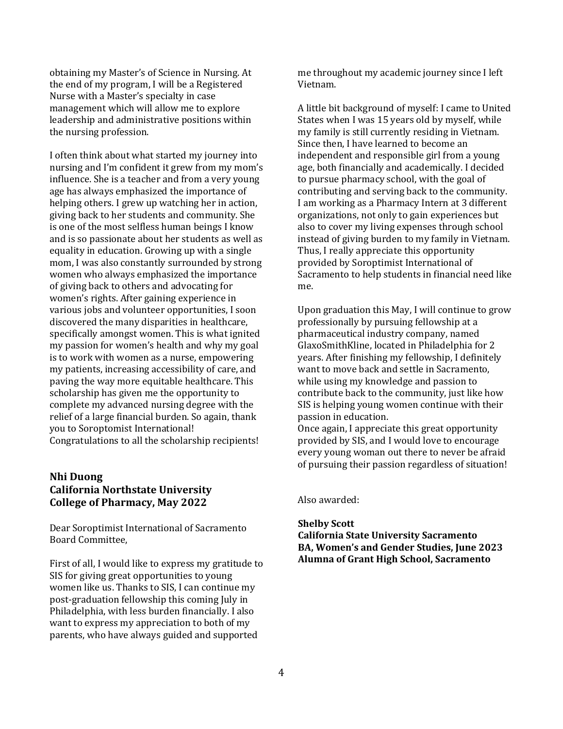obtaining my Master's of Science in Nursing. At the end of my program, I will be a Registered Nurse with a Master's specialty in case management which will allow me to explore leadership and administrative positions within the nursing profession.

I often think about what started my journey into nursing and I'm confident it grew from my mom's influence. She is a teacher and from a very young age has always emphasized the importance of helping others. I grew up watching her in action, giving back to her students and community. She is one of the most selfless human beings I know and is so passionate about her students as well as equality in education. Growing up with a single mom, I was also constantly surrounded by strong women who always emphasized the importance of giving back to others and advocating for women's rights. After gaining experience in various jobs and volunteer opportunities, I soon discovered the many disparities in healthcare, specifically amongst women. This is what ignited my passion for women's health and why my goal is to work with women as a nurse, empowering my patients, increasing accessibility of care, and paving the way more equitable healthcare. This scholarship has given me the opportunity to complete my advanced nursing degree with the relief of a large financial burden. So again, thank you to Soroptomist International! Congratulations to all the scholarship recipients!

**Nhi Duong**
**California Northstate University**
**College of Pharmacy, May 2022**

Dear Soroptimist International of Sacramento Board Committee,

First of all, I would like to express my gratitude to SIS for giving great opportunities to young women like us. Thanks to SIS, I can continue my post-graduation fellowship this coming July in Philadelphia, with less burden financially. I also want to express my appreciation to both of my parents, who have always guided and supported me throughout my academic journey since I left Vietnam.

A little bit background of myself: I came to United States when I was 15 years old by myself, while my family is still currently residing in Vietnam. Since then, I have learned to become an independent and responsible girl from a young age, both financially and academically. I decided to pursue pharmacy school, with the goal of contributing and serving back to the community. I am working as a Pharmacy Intern at 3 different organizations, not only to gain experiences but also to cover my living expenses through school instead of giving burden to my family in Vietnam. Thus, I really appreciate this opportunity provided by Soroptimist International of Sacramento to help students in financial need like me.

Upon graduation this May, I will continue to grow professionally by pursuing fellowship at a pharmaceutical industry company, named GlaxoSmithKline, located in Philadelphia for 2 years. After finishing my fellowship, I definitely want to move back and settle in Sacramento, while using my knowledge and passion to contribute back to the community, just like how SIS is helping young women continue with their passion in education.
Once again, I appreciate this great opportunity provided by SIS, and I would love to encourage every young woman out there to never be afraid of pursuing their passion regardless of situation!

Also awarded:

**Shelby Scott**
**California State University Sacramento**
**BA, Women's and Gender Studies, June 2023**
**Alumna of Grant High School, Sacramento**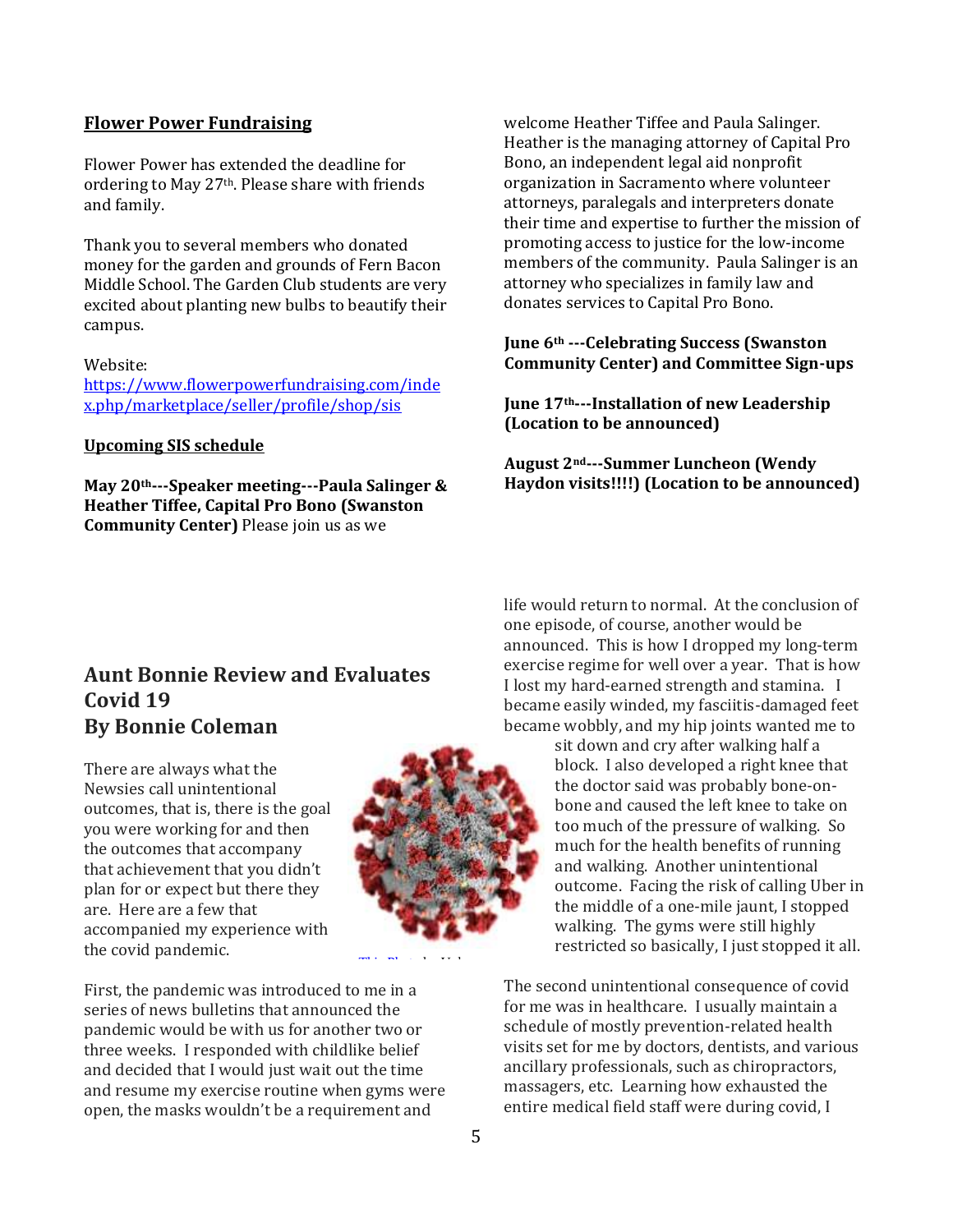## Flower Power Fundraising

Flower Power has extended the deadline for ordering to May 27th. Please share with friends and family.

Thank you to several members who donated money for the garden and grounds of Fern Bacon Middle School. The Garden Club students are very excited about planting new bulbs to beautify their campus.

Website:
https://www.flowerpowerfundraising.com/index.php/marketplace/seller/profile/shop/sis

## Upcoming SIS schedule

**May 20th---Speaker meeting---Paula Salinger & Heather Tiffee, Capital Pro Bono (Swanston Community Center)** Please join us as we welcome Heather Tiffee and Paula Salinger. Heather is the managing attorney of Capital Pro Bono, an independent legal aid nonprofit organization in Sacramento where volunteer attorneys, paralegals and interpreters donate their time and expertise to further the mission of promoting access to justice for the low-income members of the community. Paula Salinger is an attorney who specializes in family law and donates services to Capital Pro Bono.

**June 6th ---Celebrating Success (Swanston Community Center) and Committee Sign-ups**

**June 17th---Installation of new Leadership (Location to be announced)**

**August 2nd---Summer Luncheon (Wendy Haydon visits!!!!) (Location to be announced)**

## Aunt Bonnie Review and Evaluates Covid 19
## By Bonnie Coleman

There are always what the Newsies call unintentional outcomes, that is, there is the goal you were working for and then the outcomes that accompany that achievement that you didn't plan for or expect but there they are. Here are a few that accompanied my experience with the covid pandemic.

First, the pandemic was introduced to me in a series of news bulletins that announced the pandemic would be with us for another two or three weeks. I responded with childlike belief and decided that I would just wait out the time and resume my exercise routine when gyms were open, the masks wouldn't be a requirement and life would return to normal. At the conclusion of one episode, of course, another would be announced. This is how I dropped my long-term exercise regime for well over a year. That is how I lost my hard-earned strength and stamina. I became easily winded, my fasciitis-damaged feet became wobbly, and my hip joints wanted me to sit down and cry after walking half a block. I also developed a right knee that the doctor said was probably bone-on-bone and caused the left knee to take on too much of the pressure of walking. So much for the health benefits of running and walking. Another unintentional outcome. Facing the risk of calling Uber in the middle of a one-mile jaunt, I stopped walking. The gyms were still highly restricted so basically, I just stopped it all.

The second unintentional consequence of covid for me was in healthcare. I usually maintain a schedule of mostly prevention-related health visits set for me by doctors, dentists, and various ancillary professionals, such as chiropractors, massagers, etc. Learning how exhausted the entire medical field staff were during covid, I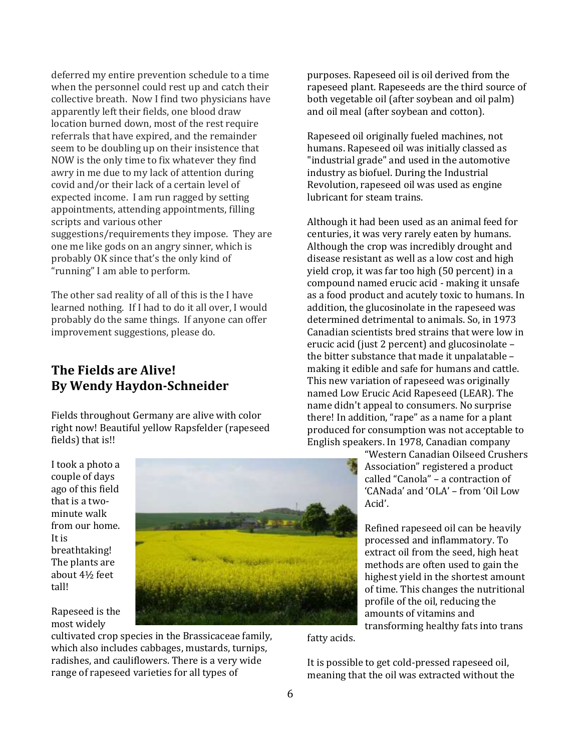deferred my entire prevention schedule to a time when the personnel could rest up and catch their collective breath. Now I find two physicians have apparently left their fields, one blood draw location burned down, most of the rest require referrals that have expired, and the remainder seem to be doubling up on their insistence that NOW is the only time to fix whatever they find awry in me due to my lack of attention during covid and/or their lack of a certain level of expected income. I am run ragged by setting appointments, attending appointments, filling scripts and various other suggestions/requirements they impose. They are one me like gods on an angry sinner, which is probably OK since that's the only kind of "running" I am able to perform.

The other sad reality of all of this is the I have learned nothing. If I had to do it all over, I would probably do the same things. If anyone can offer improvement suggestions, please do.

## The Fields are Alive!
## By Wendy Haydon-Schneider

Fields throughout Germany are alive with color right now! Beautiful yellow Rapsfelder (rapeseed fields) that is!!

I took a photo a couple of days ago of this field that is a two-minute walk from our home. It is breathtaking! The plants are about 4½ feet tall!

Rapeseed is the most widely cultivated crop species in the Brassicaceae family, which also includes cabbages, mustards, turnips, radishes, and cauliflowers. There is a very wide range of rapeseed varieties for all types of purposes. Rapeseed oil is oil derived from the rapeseed plant. Rapeseeds are the third source of both vegetable oil (after soybean and oil palm) and oil meal (after soybean and cotton).

Rapeseed oil originally fueled machines, not humans. Rapeseed oil was initially classed as "industrial grade" and used in the automotive industry as biofuel. During the Industrial Revolution, rapeseed oil was used as engine lubricant for steam trains.

Although it had been used as an animal feed for centuries, it was very rarely eaten by humans. Although the crop was incredibly drought and disease resistant as well as a low cost and high yield crop, it was far too high (50 percent) in a compound named erucic acid - making it unsafe as a food product and acutely toxic to humans. In addition, the glucosinolate in the rapeseed was determined detrimental to animals. So, in 1973 Canadian scientists bred strains that were low in erucic acid (just 2 percent) and glucosinolate – the bitter substance that made it unpalatable – making it edible and safe for humans and cattle. This new variation of rapeseed was originally named Low Erucic Acid Rapeseed (LEAR). The name didn't appeal to consumers. No surprise there! In addition, "rape" as a name for a plant produced for consumption was not acceptable to English speakers. In 1978, Canadian company "Western Canadian Oilseed Crushers Association" registered a product called "Canola" – a contraction of 'CANada' and 'OLA' – from 'Oil Low Acid'.

Refined rapeseed oil can be heavily processed and inflammatory. To extract oil from the seed, high heat methods are often used to gain the highest yield in the shortest amount of time. This changes the nutritional profile of the oil, reducing the amounts of vitamins and transforming healthy fats into trans fatty acids.

It is possible to get cold-pressed rapeseed oil, meaning that the oil was extracted without the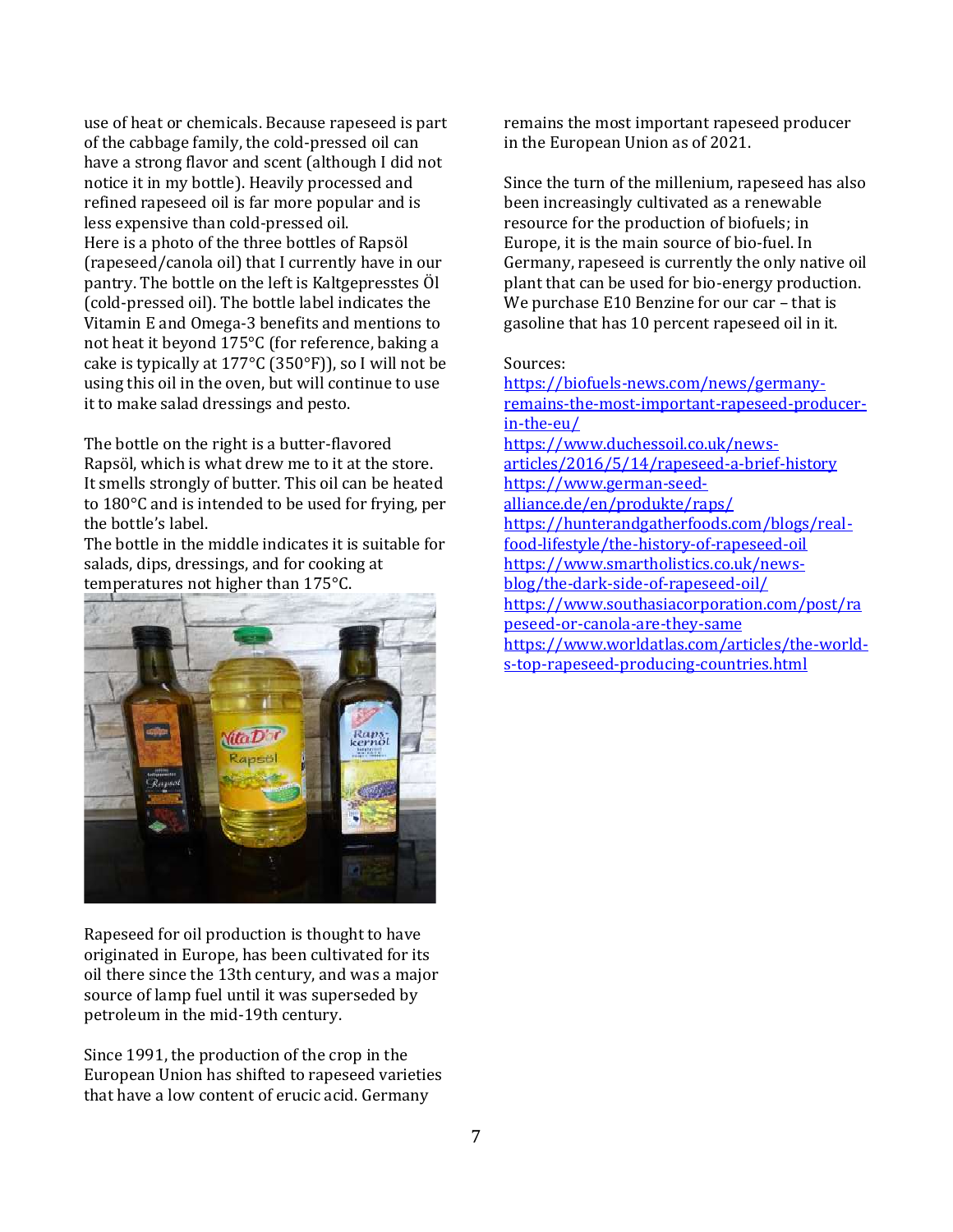use of heat or chemicals. Because rapeseed is part of the cabbage family, the cold-pressed oil can have a strong flavor and scent (although I did not notice it in my bottle). Heavily processed and refined rapeseed oil is far more popular and is less expensive than cold-pressed oil.
Here is a photo of the three bottles of Rapsöl (rapeseed/canola oil) that I currently have in our pantry. The bottle on the left is Kaltgepresstes Öl (cold-pressed oil). The bottle label indicates the Vitamin E and Omega-3 benefits and mentions to not heat it beyond 175°C (for reference, baking a cake is typically at 177°C (350°F)), so I will not be using this oil in the oven, but will continue to use it to make salad dressings and pesto.

The bottle on the right is a butter-flavored Rapsöl, which is what drew me to it at the store. It smells strongly of butter. This oil can be heated to 180°C and is intended to be used for frying, per the bottle's label.
The bottle in the middle indicates it is suitable for salads, dips, dressings, and for cooking at temperatures not higher than 175°C.

Rapeseed for oil production is thought to have originated in Europe, has been cultivated for its oil there since the 13th century, and was a major source of lamp fuel until it was superseded by petroleum in the mid-19th century.

Since 1991, the production of the crop in the European Union has shifted to rapeseed varieties that have a low content of erucic acid. Germany remains the most important rapeseed producer in the European Union as of 2021.

Since the turn of the millenium, rapeseed has also been increasingly cultivated as a renewable resource for the production of biofuels; in Europe, it is the main source of bio-fuel. In Germany, rapeseed is currently the only native oil plant that can be used for bio-energy production. We purchase E10 Benzine for our car – that is gasoline that has 10 percent rapeseed oil in it.

Sources:
https://biofuels-news.com/news/germany-remains-the-most-important-rapeseed-producer-in-the-eu/
https://www.duchessoil.co.uk/news-articles/2016/5/14/rapeseed-a-brief-history
https://www.german-seed-alliance.de/en/produkte/raps/
https://hunterandgatherfoods.com/blogs/real-food-lifestyle/the-history-of-rapeseed-oil
https://www.smartholistics.co.uk/news-blog/the-dark-side-of-rapeseed-oil/
https://www.southasiacorporation.com/post/rapeseed-or-canola-are-they-same
https://www.worldatlas.com/articles/the-world-s-top-rapeseed-producing-countries.html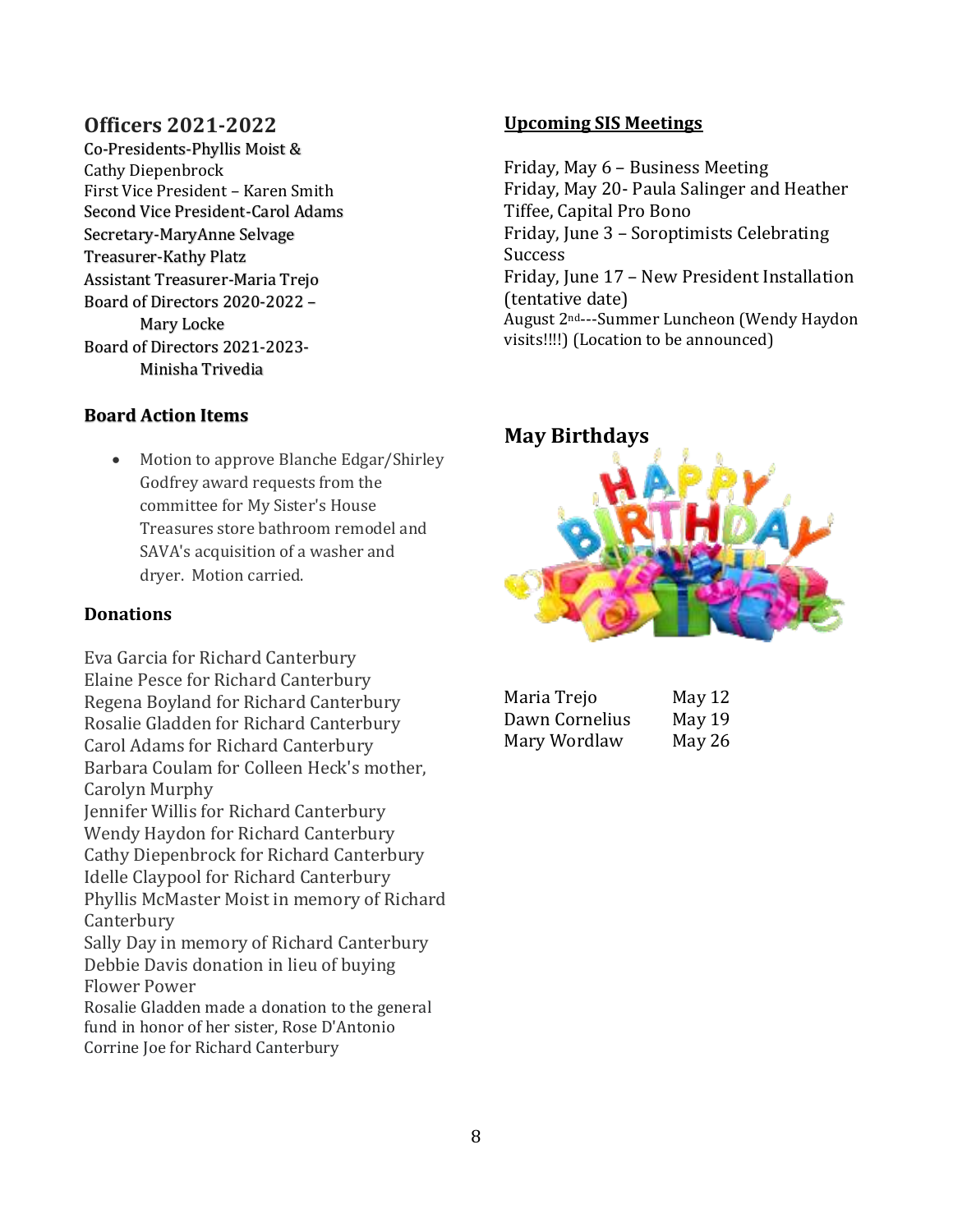## Officers 2021-2022

Co-Presidents-Phyllis Moist &
Cathy Diepenbrock
First Vice President – Karen Smith
Second Vice President-Carol Adams
Secretary-MaryAnne Selvage
Treasurer-Kathy Platz
Assistant Treasurer-Maria Trejo
Board of Directors 2020-2022 –
Mary Locke
Board of Directors 2021-2023-
Minisha Trivedia

### Board Action Items

- Motion to approve Blanche Edgar/Shirley Godfrey award requests from the committee for My Sister's House Treasures store bathroom remodel and SAVA's acquisition of a washer and dryer. Motion carried.

### Donations

Eva Garcia for Richard Canterbury
Elaine Pesce for Richard Canterbury
Regena Boyland for Richard Canterbury
Rosalie Gladden for Richard Canterbury
Carol Adams for Richard Canterbury
Barbara Coulam for Colleen Heck's mother, Carolyn Murphy
Jennifer Willis for Richard Canterbury
Wendy Haydon for Richard Canterbury
Cathy Diepenbrock for Richard Canterbury
Idelle Claypool for Richard Canterbury
Phyllis McMaster Moist in memory of Richard Canterbury
Sally Day in memory of Richard Canterbury
Debbie Davis donation in lieu of buying Flower Power
Rosalie Gladden made a donation to the general fund in honor of her sister, Rose D'Antonio
Corrine Joe for Richard Canterbury

### Upcoming SIS Meetings

Friday, May 6 – Business Meeting
Friday, May 20- Paula Salinger and Heather Tiffee, Capital Pro Bono
Friday, June 3 – Soroptimists Celebrating Success
Friday, June 17 – New President Installation (tentative date)
August 2nd---Summer Luncheon (Wendy Haydon visits!!!!) (Location to be announced)

## May Birthdays

| | |
|---|---|
| Maria Trejo | May 12 |
| Dawn Cornelius | May 19 |
| Mary Wordlaw | May 26 |